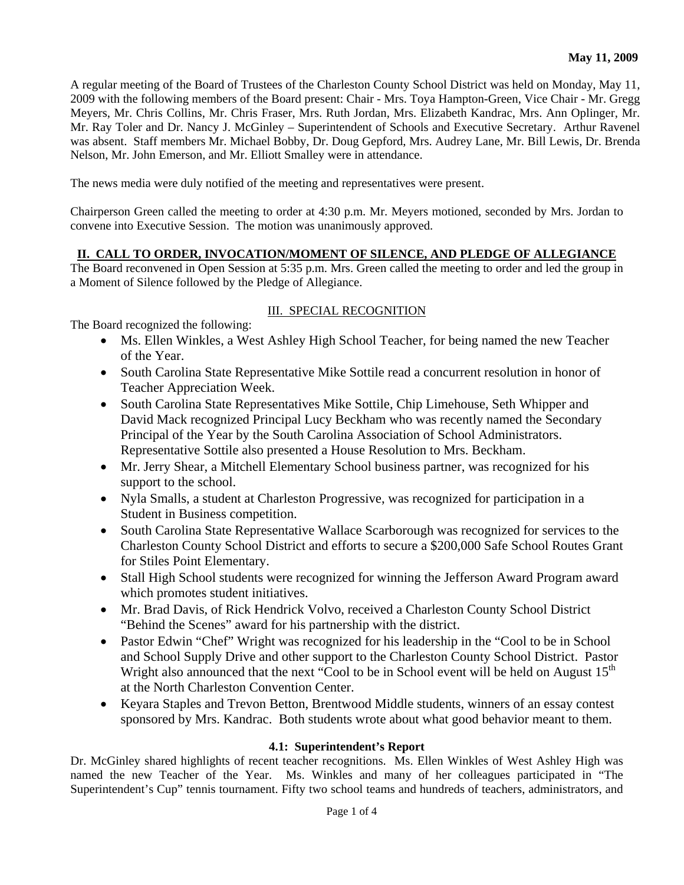**May 11, 2009**

A regular meeting of the Board of Trustees of the Charleston County School District was held on Monday, May 11, 2009 with the following members of the Board present: Chair - Mrs. Toya Hampton-Green, Vice Chair - Mr. Gregg Meyers, Mr. Chris Collins, Mr. Chris Fraser, Mrs. Ruth Jordan, Mrs. Elizabeth Kandrac, Mrs. Ann Oplinger, Mr. Mr. Ray Toler and Dr. Nancy J. McGinley – Superintendent of Schools and Executive Secretary. Arthur Ravenel was absent. Staff members Mr. Michael Bobby, Dr. Doug Gepford, Mrs. Audrey Lane, Mr. Bill Lewis, Dr. Brenda Nelson, Mr. John Emerson, and Mr. Elliott Smalley were in attendance.

The news media were duly notified of the meeting and representatives were present.

Chairperson Green called the meeting to order at 4:30 p.m. Mr. Meyers motioned, seconded by Mrs. Jordan to convene into Executive Session. The motion was unanimously approved.

## II. CALL TO ORDER, INVOCATION/MOMENT OF SILENCE, AND PLEDGE OF ALLEGIANCE

The Board reconvened in Open Session at 5:35 p.m. Mrs. Green called the meeting to order and led the group in a Moment of Silence followed by the Pledge of Allegiance.

## III. SPECIAL RECOGNITION

The Board recognized the following:

- Ms. Ellen Winkles, a West Ashley High School Teacher, for being named the new Teacher of the Year.
- South Carolina State Representative Mike Sottile read a concurrent resolution in honor of Teacher Appreciation Week.
- South Carolina State Representatives Mike Sottile, Chip Limehouse, Seth Whipper and David Mack recognized Principal Lucy Beckham who was recently named the Secondary Principal of the Year by the South Carolina Association of School Administrators. Representative Sottile also presented a House Resolution to Mrs. Beckham.
- Mr. Jerry Shear, a Mitchell Elementary School business partner, was recognized for his support to the school.
- Nyla Smalls, a student at Charleston Progressive, was recognized for participation in a Student in Business competition.
- South Carolina State Representative Wallace Scarborough was recognized for services to the Charleston County School District and efforts to secure a $200,000 Safe School Routes Grant for Stiles Point Elementary.
- Stall High School students were recognized for winning the Jefferson Award Program award which promotes student initiatives.
- Mr. Brad Davis, of Rick Hendrick Volvo, received a Charleston County School District "Behind the Scenes" award for his partnership with the district.
- Pastor Edwin "Chef" Wright was recognized for his leadership in the "Cool to be in School and School Supply Drive and other support to the Charleston County School District. Pastor Wright also announced that the next "Cool to be in School event will be held on August 15th at the North Charleston Convention Center.
- Keyara Staples and Trevon Betton, Brentwood Middle students, winners of an essay contest sponsored by Mrs. Kandrac. Both students wrote about what good behavior meant to them.

### 4.1: Superintendent's Report

Dr. McGinley shared highlights of recent teacher recognitions. Ms. Ellen Winkles of West Ashley High was named the new Teacher of the Year. Ms. Winkles and many of her colleagues participated in "The Superintendent's Cup" tennis tournament. Fifty two school teams and hundreds of teachers, administrators, and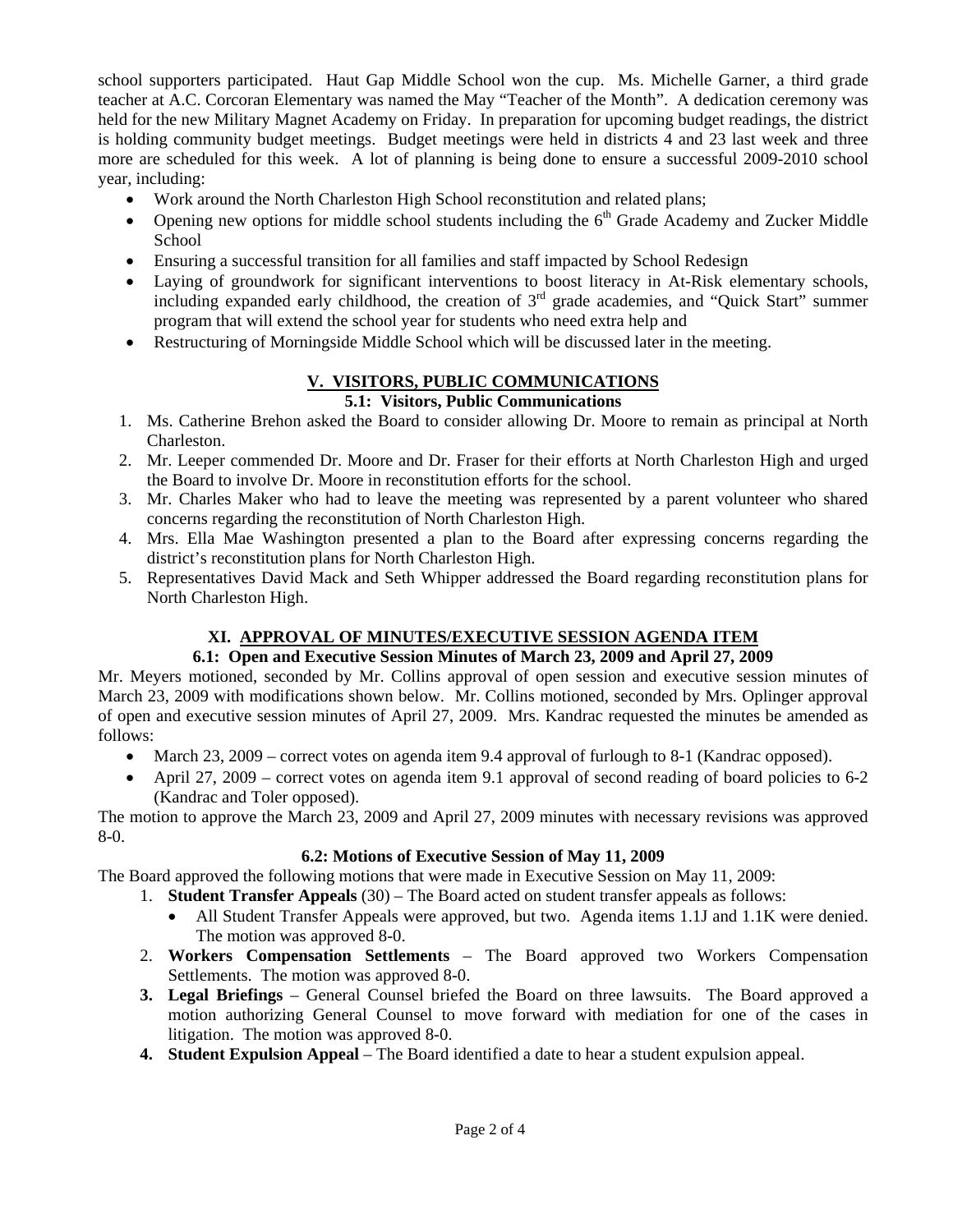school supporters participated. Haut Gap Middle School won the cup. Ms. Michelle Garner, a third grade teacher at A.C. Corcoran Elementary was named the May "Teacher of the Month". A dedication ceremony was held for the new Military Magnet Academy on Friday. In preparation for upcoming budget readings, the district is holding community budget meetings. Budget meetings were held in districts 4 and 23 last week and three more are scheduled for this week. A lot of planning is being done to ensure a successful 2009-2010 school year, including:

- Work around the North Charleston High School reconstitution and related plans;
- Opening new options for middle school students including the 6th Grade Academy and Zucker Middle School
- Ensuring a successful transition for all families and staff impacted by School Redesign
- Laying of groundwork for significant interventions to boost literacy in At-Risk elementary schools, including expanded early childhood, the creation of 3rd grade academies, and "Quick Start" summer program that will extend the school year for students who need extra help and
- Restructuring of Morningside Middle School which will be discussed later in the meeting.

## V. VISITORS, PUBLIC COMMUNICATIONS

### 5.1: Visitors, Public Communications

1. Ms. Catherine Brehon asked the Board to consider allowing Dr. Moore to remain as principal at North Charleston.
2. Mr. Leeper commended Dr. Moore and Dr. Fraser for their efforts at North Charleston High and urged the Board to involve Dr. Moore in reconstitution efforts for the school.
3. Mr. Charles Maker who had to leave the meeting was represented by a parent volunteer who shared concerns regarding the reconstitution of North Charleston High.
4. Mrs. Ella Mae Washington presented a plan to the Board after expressing concerns regarding the district's reconstitution plans for North Charleston High.
5. Representatives David Mack and Seth Whipper addressed the Board regarding reconstitution plans for North Charleston High.

## XI. APPROVAL OF MINUTES/EXECUTIVE SESSION AGENDA ITEM

### 6.1: Open and Executive Session Minutes of March 23, 2009 and April 27, 2009

Mr. Meyers motioned, seconded by Mr. Collins approval of open session and executive session minutes of March 23, 2009 with modifications shown below. Mr. Collins motioned, seconded by Mrs. Oplinger approval of open and executive session minutes of April 27, 2009. Mrs. Kandrac requested the minutes be amended as follows:

- March 23, 2009 – correct votes on agenda item 9.4 approval of furlough to 8-1 (Kandrac opposed).
- April 27, 2009 – correct votes on agenda item 9.1 approval of second reading of board policies to 6-2 (Kandrac and Toler opposed).

The motion to approve the March 23, 2009 and April 27, 2009 minutes with necessary revisions was approved 8-0.

### 6.2: Motions of Executive Session of May 11, 2009

The Board approved the following motions that were made in Executive Session on May 11, 2009:

1. **Student Transfer Appeals** (30) – The Board acted on student transfer appeals as follows:
   - All Student Transfer Appeals were approved, but two. Agenda items 1.1J and 1.1K were denied. The motion was approved 8-0.
2. **Workers Compensation Settlements** – The Board approved two Workers Compensation Settlements. The motion was approved 8-0.
3. **Legal Briefings** – General Counsel briefed the Board on three lawsuits. The Board approved a motion authorizing General Counsel to move forward with mediation for one of the cases in litigation. The motion was approved 8-0.
4. **Student Expulsion Appeal** – The Board identified a date to hear a student expulsion appeal.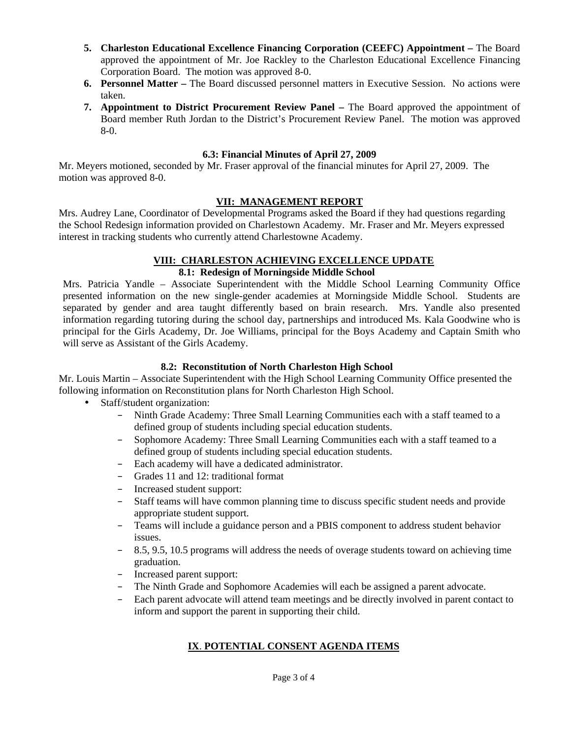5. **Charleston Educational Excellence Financing Corporation (CEEFC) Appointment –** The Board approved the appointment of Mr. Joe Rackley to the Charleston Educational Excellence Financing Corporation Board. The motion was approved 8-0.
6. **Personnel Matter –** The Board discussed personnel matters in Executive Session. No actions were taken.
7. **Appointment to District Procurement Review Panel –** The Board approved the appointment of Board member Ruth Jordan to the District's Procurement Review Panel. The motion was approved 8-0.

### 6.3: Financial Minutes of April 27, 2009

Mr. Meyers motioned, seconded by Mr. Fraser approval of the financial minutes for April 27, 2009. The motion was approved 8-0.

## VII: MANAGEMENT REPORT

Mrs. Audrey Lane, Coordinator of Developmental Programs asked the Board if they had questions regarding the School Redesign information provided on Charlestown Academy. Mr. Fraser and Mr. Meyers expressed interest in tracking students who currently attend Charlestowne Academy.

## VIII: CHARLESTON ACHIEVING EXCELLENCE UPDATE

### 8.1: Redesign of Morningside Middle School

Mrs. Patricia Yandle – Associate Superintendent with the Middle School Learning Community Office presented information on the new single-gender academies at Morningside Middle School. Students are separated by gender and area taught differently based on brain research. Mrs. Yandle also presented information regarding tutoring during the school day, partnerships and introduced Ms. Kala Goodwine who is principal for the Girls Academy, Dr. Joe Williams, principal for the Boys Academy and Captain Smith who will serve as Assistant of the Girls Academy.

### 8.2: Reconstitution of North Charleston High School

Mr. Louis Martin – Associate Superintendent with the High School Learning Community Office presented the following information on Reconstitution plans for North Charleston High School.

- Staff/student organization:
  - Ninth Grade Academy: Three Small Learning Communities each with a staff teamed to a defined group of students including special education students.
  - Sophomore Academy: Three Small Learning Communities each with a staff teamed to a defined group of students including special education students.
  - Each academy will have a dedicated administrator.
  - Grades 11 and 12: traditional format
  - Increased student support:
  - Staff teams will have common planning time to discuss specific student needs and provide appropriate student support.
  - Teams will include a guidance person and a PBIS component to address student behavior issues.
  - 8.5, 9.5, 10.5 programs will address the needs of overage students toward on achieving time graduation.
  - Increased parent support:
  - The Ninth Grade and Sophomore Academies will each be assigned a parent advocate.
  - Each parent advocate will attend team meetings and be directly involved in parent contact to inform and support the parent in supporting their child.

## IX. POTENTIAL CONSENT AGENDA ITEMS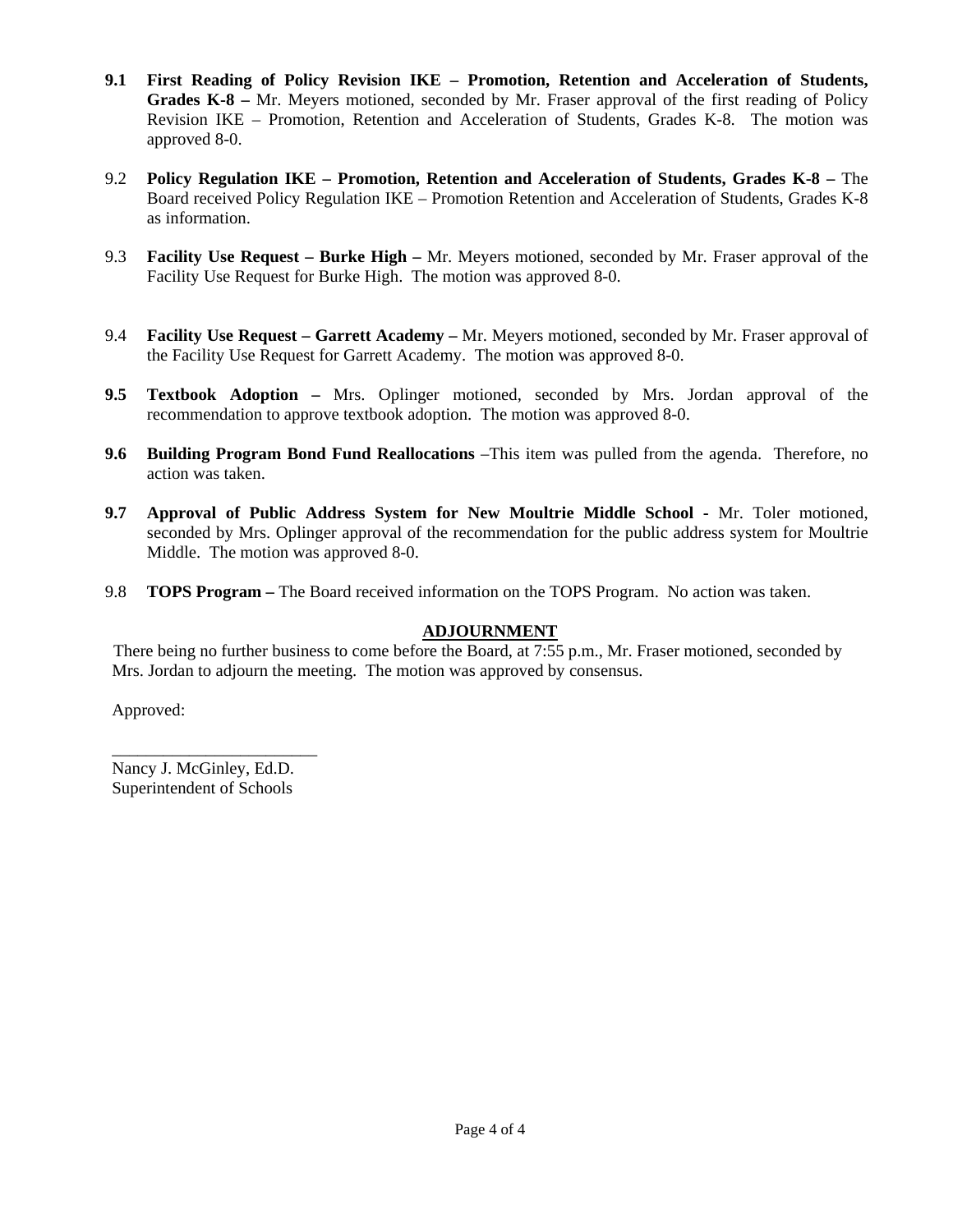**9.1 First Reading of Policy Revision IKE – Promotion, Retention and Acceleration of Students, Grades K-8 –** Mr. Meyers motioned, seconded by Mr. Fraser approval of the first reading of Policy Revision IKE – Promotion, Retention and Acceleration of Students, Grades K-8. The motion was approved 8-0.

9.2 **Policy Regulation IKE – Promotion, Retention and Acceleration of Students, Grades K-8 –** The Board received Policy Regulation IKE – Promotion Retention and Acceleration of Students, Grades K-8 as information.

9.3 **Facility Use Request – Burke High –** Mr. Meyers motioned, seconded by Mr. Fraser approval of the Facility Use Request for Burke High. The motion was approved 8-0.

9.4 **Facility Use Request – Garrett Academy –** Mr. Meyers motioned, seconded by Mr. Fraser approval of the Facility Use Request for Garrett Academy. The motion was approved 8-0.

**9.5 Textbook Adoption –** Mrs. Oplinger motioned, seconded by Mrs. Jordan approval of the recommendation to approve textbook adoption. The motion was approved 8-0.

**9.6 Building Program Bond Fund Reallocations** –This item was pulled from the agenda. Therefore, no action was taken.

**9.7 Approval of Public Address System for New Moultrie Middle School** - Mr. Toler motioned, seconded by Mrs. Oplinger approval of the recommendation for the public address system for Moultrie Middle. The motion was approved 8-0.

9.8 **TOPS Program –** The Board received information on the TOPS Program. No action was taken.

## ADJOURNMENT

There being no further business to come before the Board, at 7:55 p.m., Mr. Fraser motioned, seconded by Mrs. Jordan to adjourn the meeting. The motion was approved by consensus.

Approved:

________________________

Nancy J. McGinley, Ed.D.
Superintendent of Schools